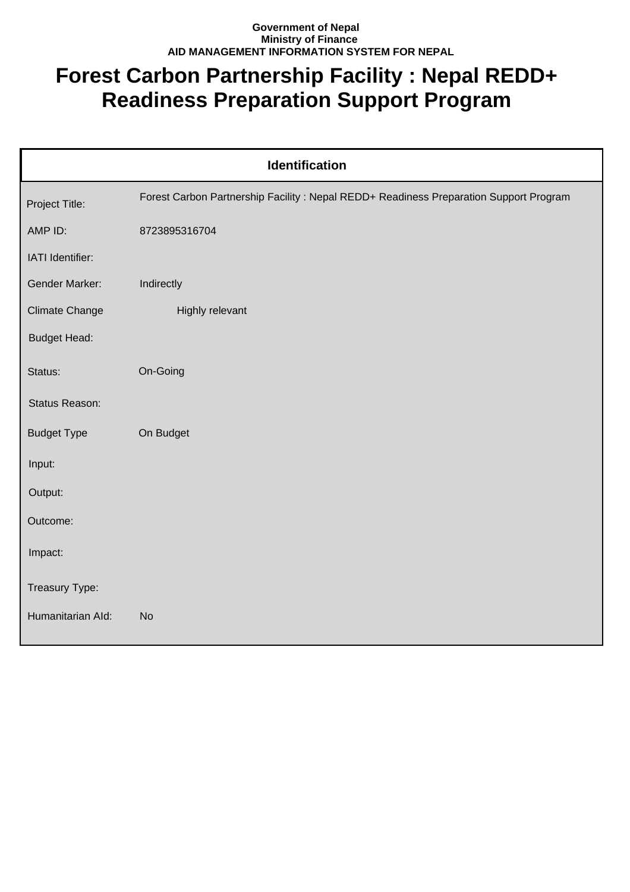**Government of Nepal**
**Ministry of Finance**
**AID MANAGEMENT INFORMATION SYSTEM FOR NEPAL**

# Forest Carbon Partnership Facility : Nepal REDD+ Readiness Preparation Support Program

| Identification | |
|---|---|
| Project Title: | Forest Carbon Partnership Facility : Nepal REDD+ Readiness Preparation Support Program |
| AMP ID: | 8723895316704 |
| IATI Identifier: | |
| Gender Marker: | Indirectly |
| Climate Change | Highly relevant |
| Budget Head: | |
| Status: | On-Going |
| Status Reason: | |
| Budget Type | On Budget |
| Input: | |
| Output: | |
| Outcome: | |
| Impact: | |
| Treasury Type: | |
| Humanitarian AId: | No |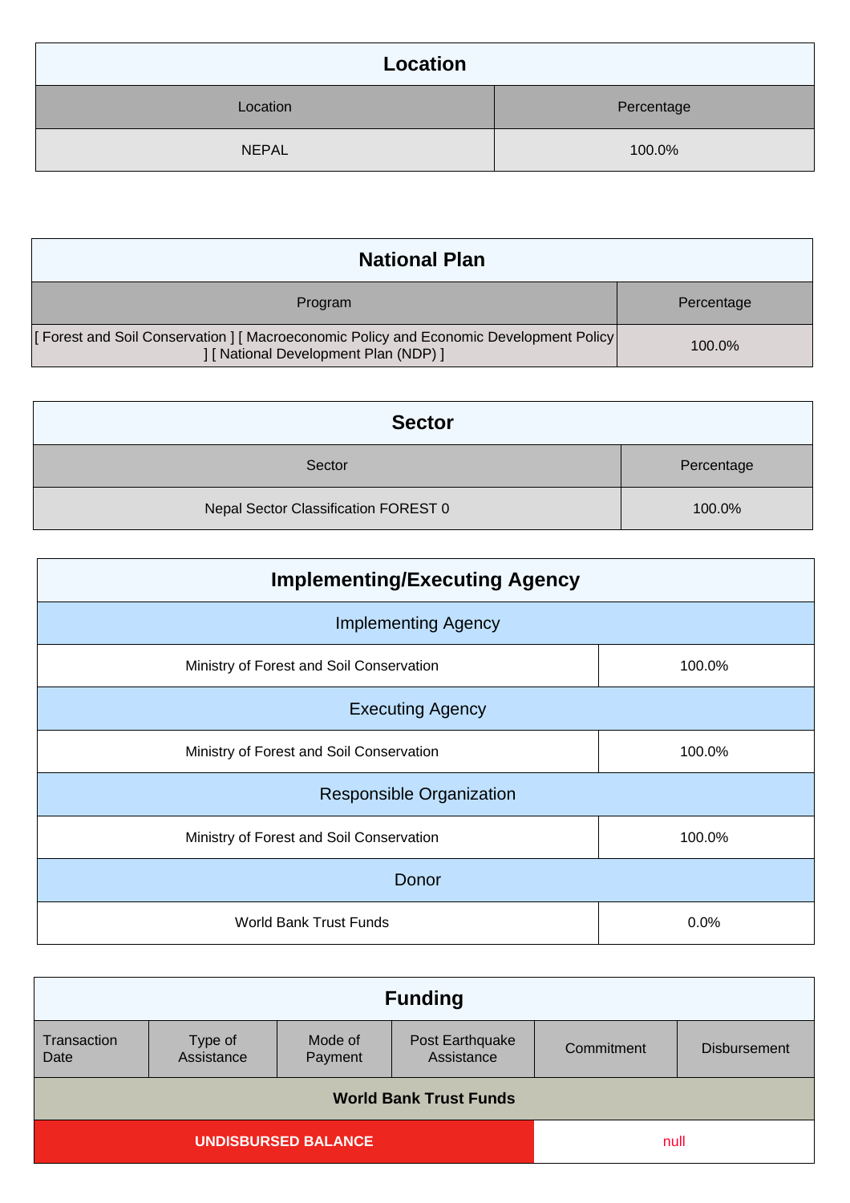## Location

| Location | Percentage |
|---|---|
| NEPAL | 100.0% |

## National Plan

| Program | Percentage |
|---|---|
| [ Forest and Soil Conservation ] [ Macroeconomic Policy and Economic Development Policy ] [ National Development Plan (NDP) ] | 100.0% |

## Sector

| Sector | Percentage |
|---|---|
| Nepal Sector Classification FOREST 0 | 100.0% |

## Implementing/Executing Agency

| Implementing Agency | |
|---|---|
| Ministry of Forest and Soil Conservation | 100.0% |
| **Executing Agency** | |
| Ministry of Forest and Soil Conservation | 100.0% |
| **Responsible Organization** | |
| Ministry of Forest and Soil Conservation | 100.0% |
| **Donor** | |
| World Bank Trust Funds | 0.0% |

## Funding

| Transaction Date | Type of Assistance | Mode of Payment | Post Earthquake Assistance | Commitment | Disbursement |
|---|---|---|---|---|---|
| **World Bank Trust Funds** | | | | | |
| **UNDISBURSED BALANCE** | | | | null | |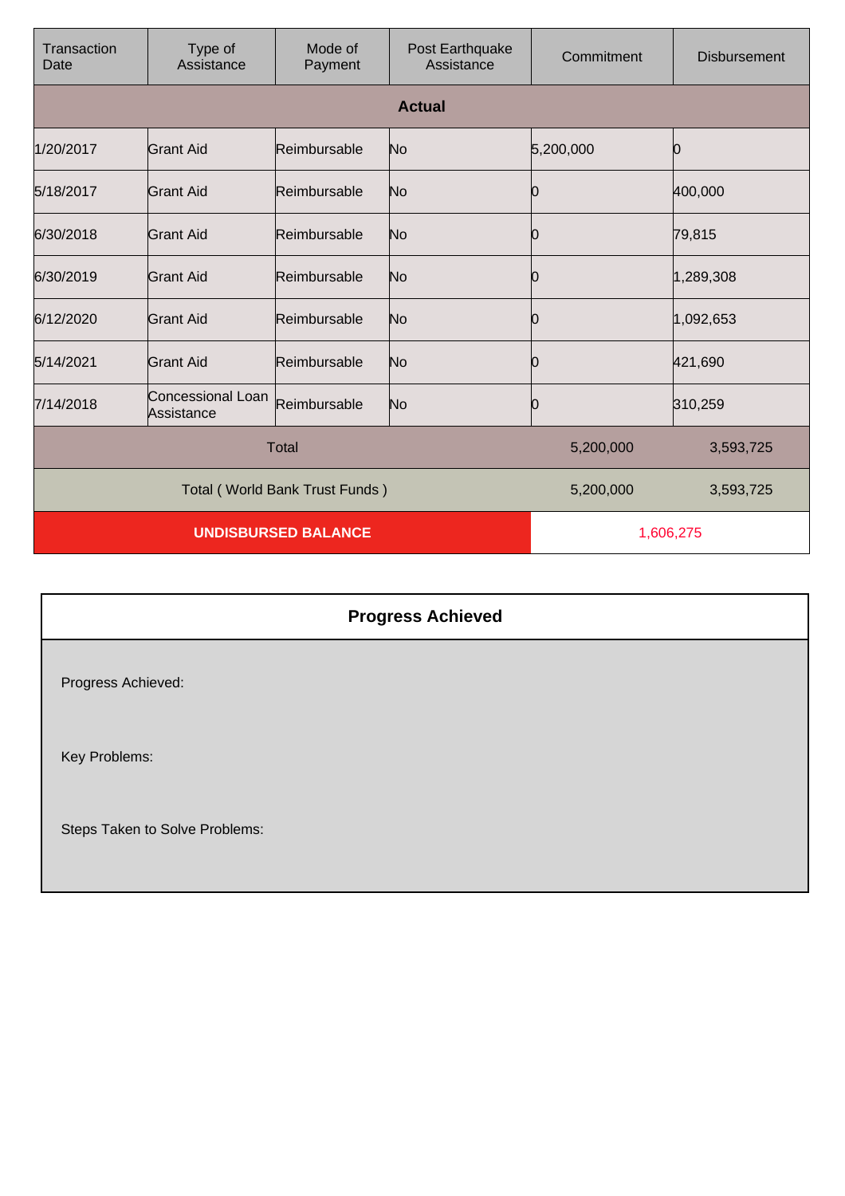| Transaction Date | Type of Assistance | Mode of Payment | Post Earthquake Assistance | Commitment | Disbursement |
|---|---|---|---|---|---|
| **Actual** | | | | | |
| 1/20/2017 | Grant Aid | Reimbursable | No | 5,200,000 | 0 |
| 5/18/2017 | Grant Aid | Reimbursable | No | 0 | 400,000 |
| 6/30/2018 | Grant Aid | Reimbursable | No | 0 | 79,815 |
| 6/30/2019 | Grant Aid | Reimbursable | No | 0 | 1,289,308 |
| 6/12/2020 | Grant Aid | Reimbursable | No | 0 | 1,092,653 |
| 5/14/2021 | Grant Aid | Reimbursable | No | 0 | 421,690 |
| 7/14/2018 | Concessional Loan Assistance | Reimbursable | No | 0 | 310,259 |
| Total | | | | 5,200,000 | 3,593,725 |
| Total ( World Bank Trust Funds ) | | | | 5,200,000 | 3,593,725 |
| **UNDISBURSED BALANCE** | | | | 1,606,275 | |

## Progress Achieved

Progress Achieved:

Key Problems:

Steps Taken to Solve Problems: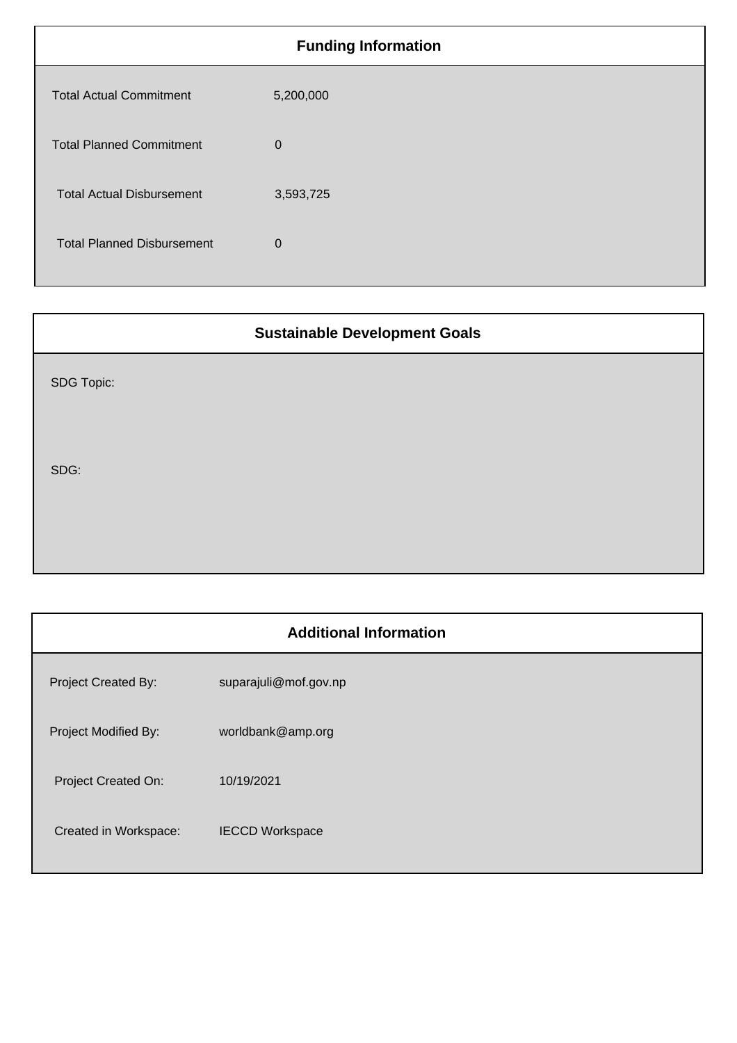## Funding Information

| | |
|---|---|
| Total Actual Commitment | 5,200,000 |
| Total Planned Commitment | 0 |
| Total Actual Disbursement | 3,593,725 |
| Total Planned Disbursement | 0 |

## Sustainable Development Goals

SDG Topic:

SDG:

## Additional Information

| | |
|---|---|
| Project Created By: | suparajuli@mof.gov.np |
| Project Modified By: | worldbank@amp.org |
| Project Created On: | 10/19/2021 |
| Created in Workspace: | IECCD Workspace |